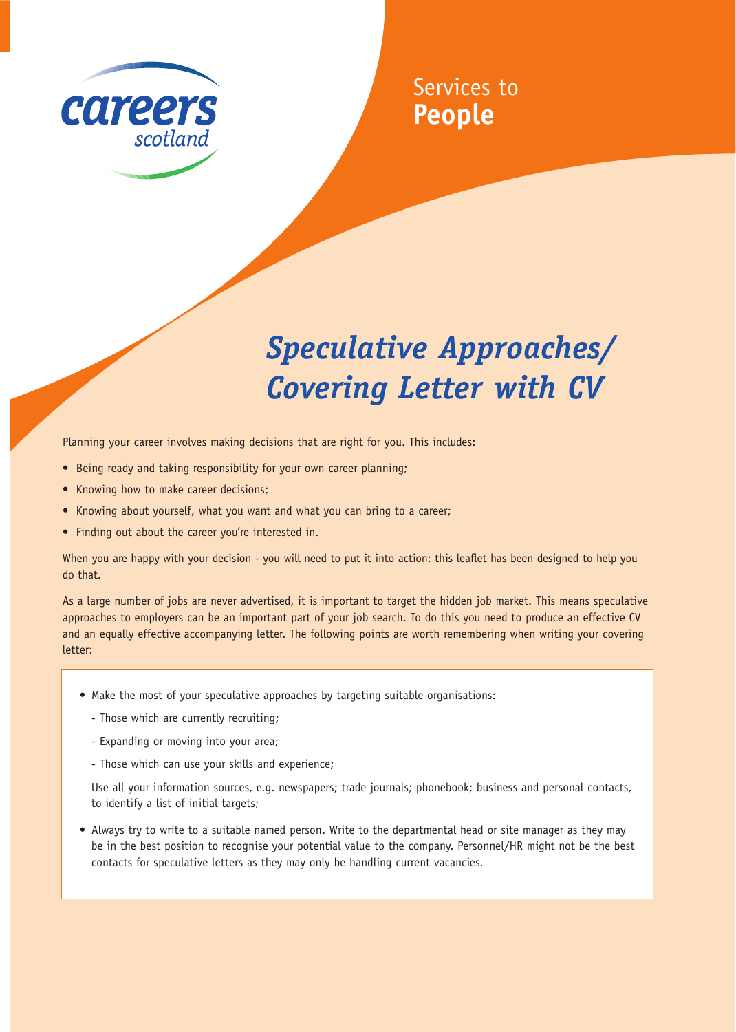careers scotland

Services to **People**

# *Speculative Approaches/ Covering Letter with CV*

Planning your career involves making decisions that are right for you. This includes:

- Being ready and taking responsibility for your own career planning;
- Knowing how to make career decisions;
- Knowing about yourself, what you want and what you can bring to a career;
- Finding out about the career you're interested in.

When you are happy with your decision - you will need to put it into action: this leaflet has been designed to help you do that.

As a large number of jobs are never advertised, it is important to target the hidden job market. This means speculative approaches to employers can be an important part of your job search. To do this you need to produce an effective CV and an equally effective accompanying letter. The following points are worth remembering when writing your covering letter:

- Make the most of your speculative approaches by targeting suitable organisations:
  - Those which are currently recruiting;
  - Expanding or moving into your area;
  - Those which can use your skills and experience;

  Use all your information sources, e.g. newspapers; trade journals; phonebook; business and personal contacts, to identify a list of initial targets;

- Always try to write to a suitable named person. Write to the departmental head or site manager as they may be in the best position to recognise your potential value to the company. Personnel/HR might not be the best contacts for speculative letters as they may only be handling current vacancies.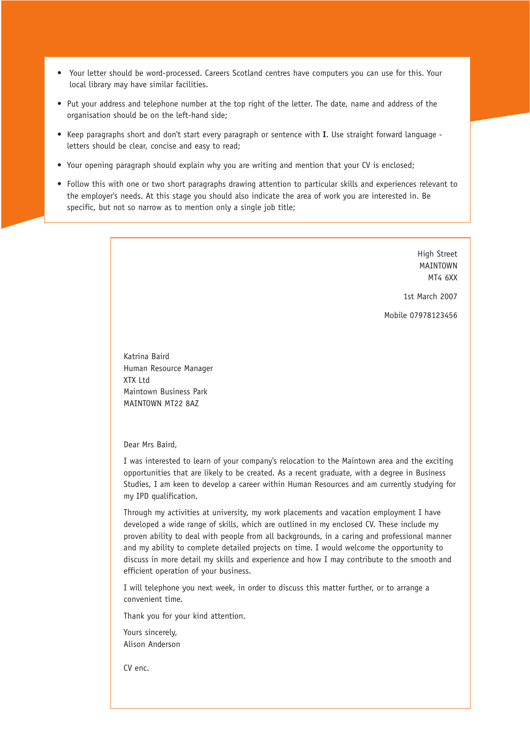- Your letter should be word-processed. Careers Scotland centres have computers you can use for this. Your local library may have similar facilities.
- Put your address and telephone number at the top right of the letter. The date, name and address of the organisation should be on the left-hand side;
- Keep paragraphs short and don't start every paragraph or sentence with **I**. Use straight forward language - letters should be clear, concise and easy to read;
- Your opening paragraph should explain why you are writing and mention that your CV is enclosed;
- Follow this with one or two short paragraphs drawing attention to particular skills and experiences relevant to the employer's needs. At this stage you should also indicate the area of work you are interested in. Be specific, but not so narrow as to mention only a single job title;

---

High Street
MAINTOWN
MT4 6XX

1st March 2007

Mobile 07978123456

Katrina Baird
Human Resource Manager
XTX Ltd
Maintown Business Park
MAINTOWN MT22 8AZ

Dear Mrs Baird,

I was interested to learn of your company's relocation to the Maintown area and the exciting opportunities that are likely to be created. As a recent graduate, with a degree in Business Studies, I am keen to develop a career within Human Resources and am currently studying for my IPD qualification.

Through my activities at university, my work placements and vacation employment I have developed a wide range of skills, which are outlined in my enclosed CV. These include my proven ability to deal with people from all backgrounds, in a caring and professional manner and my ability to complete detailed projects on time. I would welcome the opportunity to discuss in more detail my skills and experience and how I may contribute to the smooth and efficient operation of your business.

I will telephone you next week, in order to discuss this matter further, or to arrange a convenient time.

Thank you for your kind attention.

Yours sincerely,
Alison Anderson

CV enc.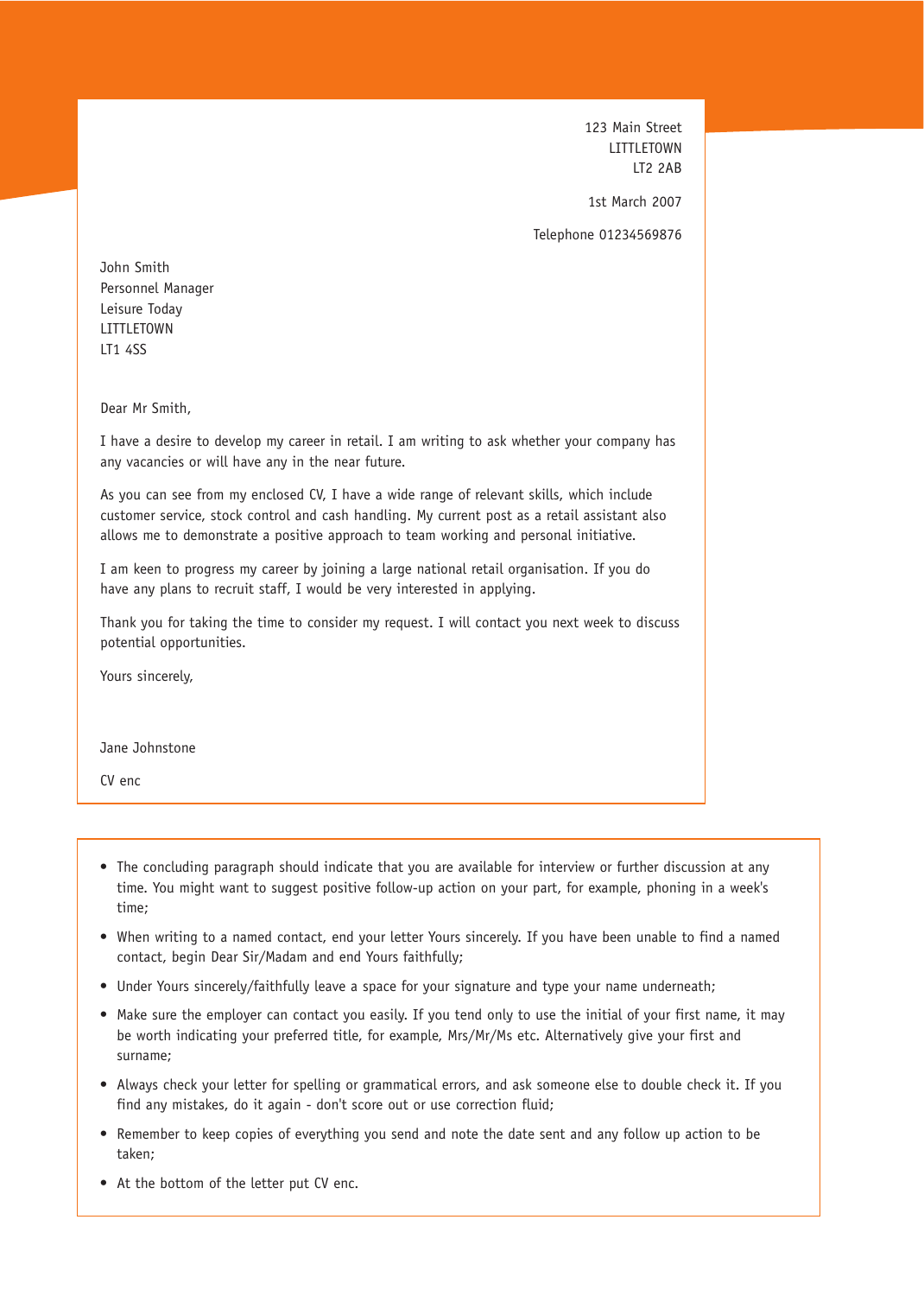123 Main Street
LITTLETOWN
LT2 2AB

1st March 2007

Telephone 01234569876

John Smith
Personnel Manager
Leisure Today
LITTLETOWN
LT1 4SS

Dear Mr Smith,

I have a desire to develop my career in retail. I am writing to ask whether your company has any vacancies or will have any in the near future.

As you can see from my enclosed CV, I have a wide range of relevant skills, which include customer service, stock control and cash handling. My current post as a retail assistant also allows me to demonstrate a positive approach to team working and personal initiative.

I am keen to progress my career by joining a large national retail organisation. If you do have any plans to recruit staff, I would be very interested in applying.

Thank you for taking the time to consider my request. I will contact you next week to discuss potential opportunities.

Yours sincerely,

Jane Johnstone

CV enc

- The concluding paragraph should indicate that you are available for interview or further discussion at any time. You might want to suggest positive follow-up action on your part, for example, phoning in a week's time;
- When writing to a named contact, end your letter Yours sincerely. If you have been unable to find a named contact, begin Dear Sir/Madam and end Yours faithfully;
- Under Yours sincerely/faithfully leave a space for your signature and type your name underneath;
- Make sure the employer can contact you easily. If you tend only to use the initial of your first name, it may be worth indicating your preferred title, for example, Mrs/Mr/Ms etc. Alternatively give your first and surname;
- Always check your letter for spelling or grammatical errors, and ask someone else to double check it. If you find any mistakes, do it again - don't score out or use correction fluid;
- Remember to keep copies of everything you send and note the date sent and any follow up action to be taken;
- At the bottom of the letter put CV enc.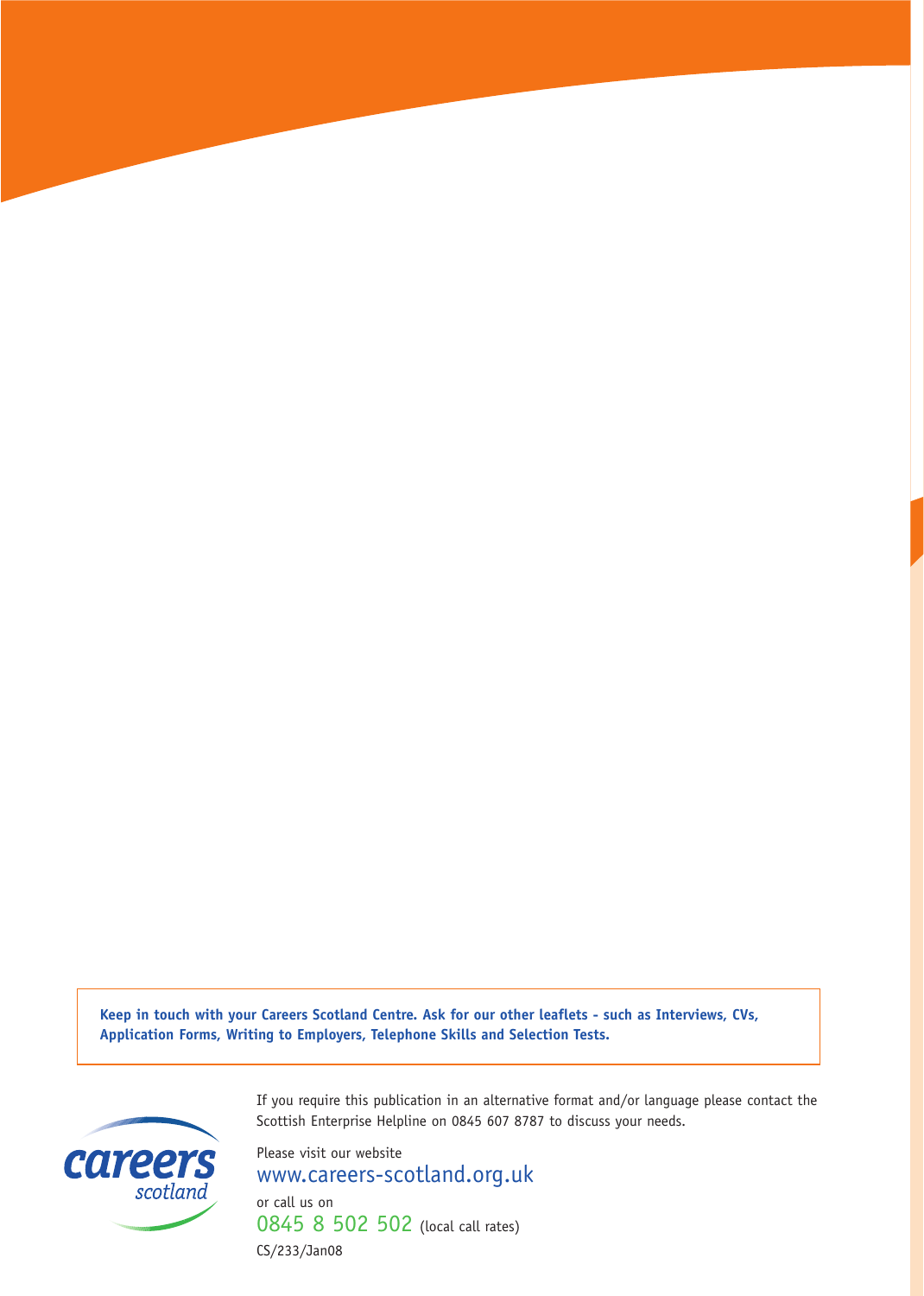**Keep in touch with your Careers Scotland Centre. Ask for our other leaflets - such as Interviews, CVs, Application Forms, Writing to Employers, Telephone Skills and Selection Tests.**

careers scotland

If you require this publication in an alternative format and/or language please contact the Scottish Enterprise Helpline on 0845 607 8787 to discuss your needs.

Please visit our website
www.careers-scotland.org.uk

or call us on
0845 8 502 502 (local call rates)

CS/233/Jan08